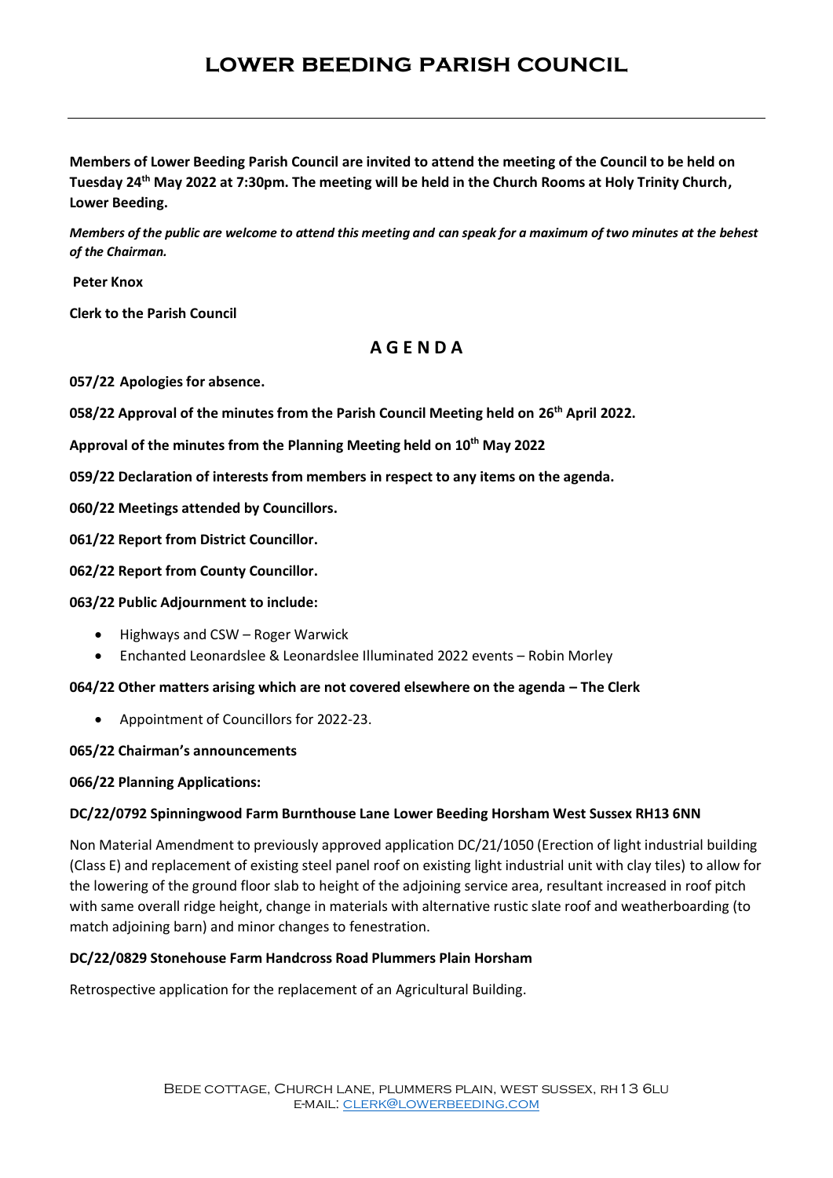# LOWER BEEDING PARISH COUNCIL

**Members of Lower Beeding Parish Council are invited to attend the meeting of the Council to be held on Tuesday 24th May 2022 at 7:30pm. The meeting will be held in the Church Rooms at Holy Trinity Church, Lower Beeding.**

***Members of the public are welcome to attend this meeting and can speak for a maximum of two minutes at the behest of the Chairman.***

**Peter Knox**

**Clerk to the Parish Council**

## A G E N D A

**057/22 Apologies for absence.**

**058/22 Approval of the minutes from the Parish Council Meeting held on 26th April 2022.**

**Approval of the minutes from the Planning Meeting held on 10th May 2022**

**059/22 Declaration of interests from members in respect to any items on the agenda.**

**060/22 Meetings attended by Councillors.**

**061/22 Report from District Councillor.**

**062/22 Report from County Councillor.**

**063/22 Public Adjournment to include:**

- Highways and CSW – Roger Warwick
- Enchanted Leonardslee & Leonardslee Illuminated 2022 events – Robin Morley

**064/22 Other matters arising which are not covered elsewhere on the agenda – The Clerk**

- Appointment of Councillors for 2022-23.

**065/22 Chairman's announcements**

**066/22 Planning Applications:**

**DC/22/0792 Spinningwood Farm Burnthouse Lane Lower Beeding Horsham West Sussex RH13 6NN**

Non Material Amendment to previously approved application DC/21/1050 (Erection of light industrial building (Class E) and replacement of existing steel panel roof on existing light industrial unit with clay tiles) to allow for the lowering of the ground floor slab to height of the adjoining service area, resultant increased in roof pitch with same overall ridge height, change in materials with alternative rustic slate roof and weatherboarding (to match adjoining barn) and minor changes to fenestration.

**DC/22/0829 Stonehouse Farm Handcross Road Plummers Plain Horsham**

Retrospective application for the replacement of an Agricultural Building.

Bede cottage, Church lane, plummers plain, west sussex, rh13 6lu
e-mail: clerk@lowerbeeding.com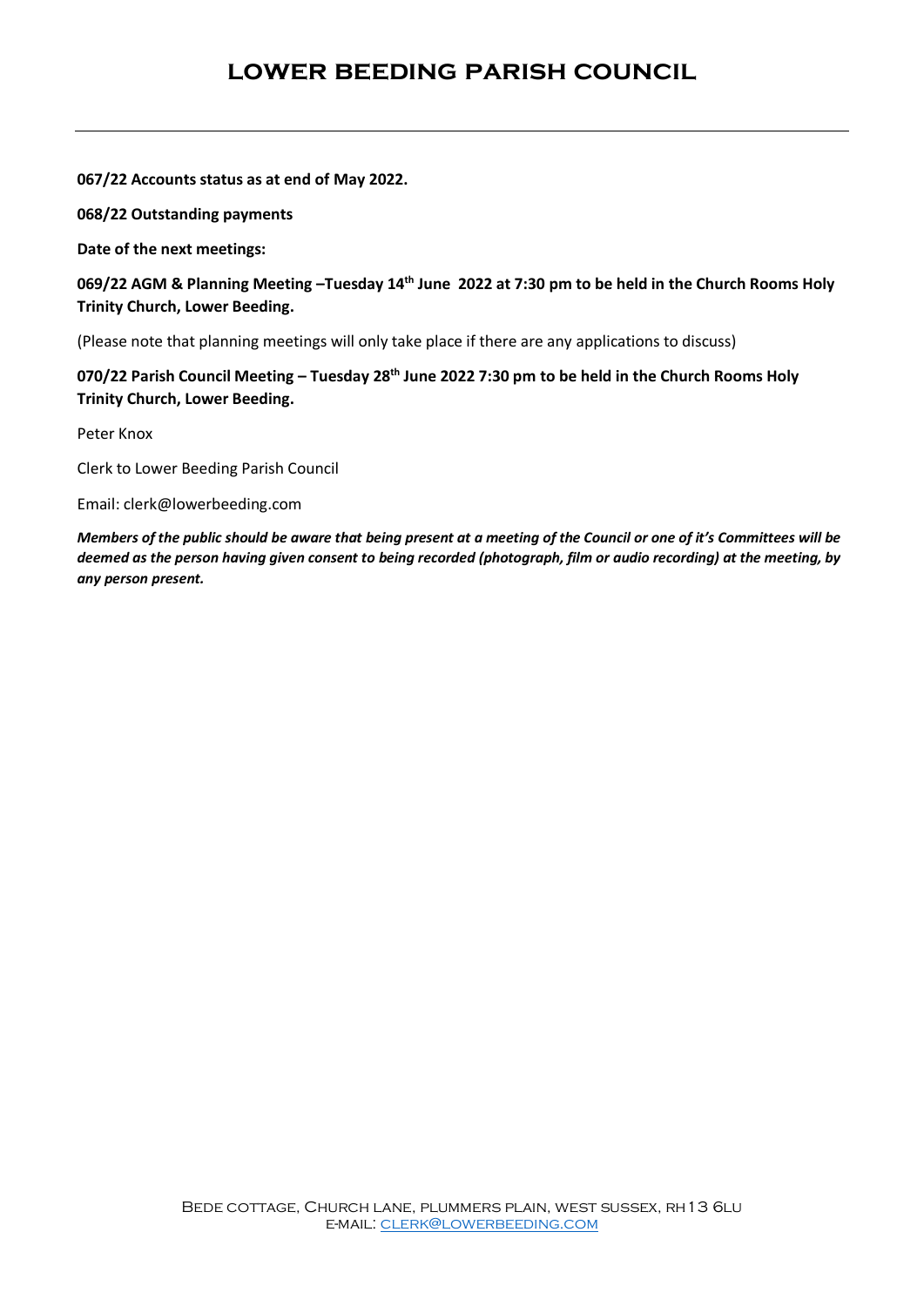**067/22 Accounts status as at end of May 2022.**

**068/22 Outstanding payments**

**Date of the next meetings:**

**069/22 AGM & Planning Meeting –Tuesday 14th June 2022 at 7:30 pm to be held in the Church Rooms Holy Trinity Church, Lower Beeding.**

(Please note that planning meetings will only take place if there are any applications to discuss)

**070/22 Parish Council Meeting – Tuesday 28th June 2022 7:30 pm to be held in the Church Rooms Holy Trinity Church, Lower Beeding.**

Peter Knox

Clerk to Lower Beeding Parish Council

Email: clerk@lowerbeeding.com

***Members of the public should be aware that being present at a meeting of the Council or one of it's Committees will be deemed as the person having given consent to being recorded (photograph, film or audio recording) at the meeting, by any person present.***